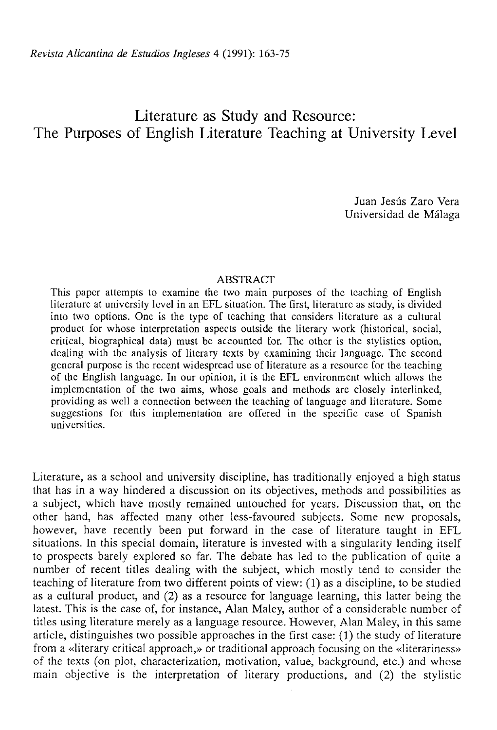# Literature as Study and Resource: The Purposes of English Literature Teaching at University Level

Juan Jesús Zaro Vera
Universidad de Málaga

## ABSTRACT

This paper attempts to examine the two main purposes of the teaching of English literature at university level in an EFL situation. The first, literature as study, is divided into two options. One is the type of teaching that considers literature as a cultural product for whose interpretation aspects outside the literary work (historical, social, critical, biographical data) must be accounted for. The other is the stylistics option, dealing with the analysis of literary texts by examining their language. The second general purpose is the recent widespread use of literature as a resource for the teaching of the English language. In our opinion, it is the EFL environment which allows the implementation of the two aims, whose goals and methods are closely interlinked, providing as well a connection between the teaching of language and literature. Some suggestions for this implementation are offered in the specific case of Spanish universities.

Literature, as a school and university discipline, has traditionally enjoyed a high status that has in a way hindered a discussion on its objectives, methods and possibilities as a subject, which have mostly remained untouched for years. Discussion that, on the other hand, has affected many other less-favoured subjects. Some new proposals, however, have recently been put forward in the case of literature taught in EFL situations. In this special domain, literature is invested with a singularity lending itself to prospects barely explored so far. The debate has led to the publication of quite a number of recent titles dealing with the subject, which mostly tend to consider the teaching of literature from two different points of view: (1) as a discipline, to be studied as a cultural product, and (2) as a resource for language learning, this latter being the latest. This is the case of, for instance, Alan Maley, author of a considerable number of titles using literature merely as a language resource. However, Alan Maley, in this same article, distinguishes two possible approaches in the first case: (1) the study of literature from a «literary critical approach,» or traditional approach focusing on the «literariness» of the texts (on plot, characterization, motivation, value, background, etc.) and whose main objective is the interpretation of literary productions, and (2) the stylistic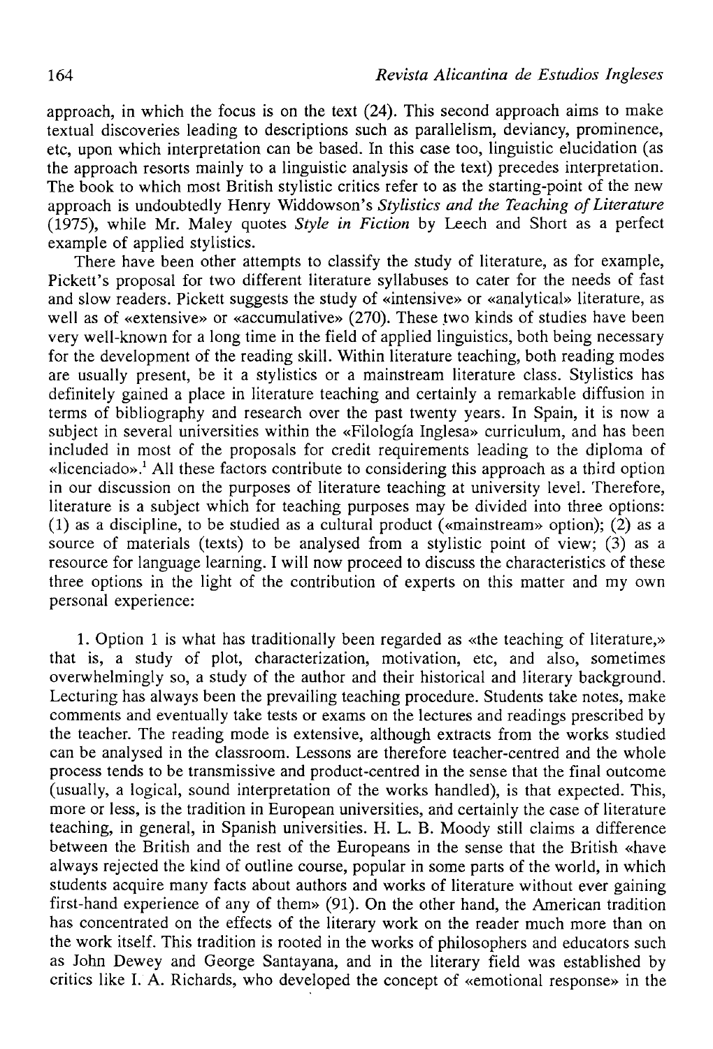approach, in which the focus is on the text (24). This second approach aims to make textual discoveries leading to descriptions such as parallelism, deviancy, prominence, etc, upon which interpretation can be based. In this case too, linguistic elucidation (as the approach resorts mainly to a linguistic analysis of the text) precedes interpretation. The book to which most British stylistic critics refer to as the starting-point of the new approach is undoubtedly Henry Widdowson's *Stylistics and the Teaching of Literature* (1975), while Mr. Maley quotes *Style in Fiction* by Leech and Short as a perfect example of applied stylistics.

There have been other attempts to classify the study of literature, as for example, Pickett's proposal for two different literature syllabuses to cater for the needs of fast and slow readers. Pickett suggests the study of «intensive» or «analytical» literature, as well as of «extensive» or «accumulative» (270). These two kinds of studies have been very well-known for a long time in the field of applied linguistics, both being necessary for the development of the reading skill. Within literature teaching, both reading modes are usually present, be it a stylistics or a mainstream literature class. Stylistics has definitely gained a place in literature teaching and certainly a remarkable diffusion in terms of bibliography and research over the past twenty years. In Spain, it is now a subject in several universities within the «Filología Inglesa» curriculum, and has been included in most of the proposals for credit requirements leading to the diploma of «licenciado».[1] All these factors contribute to considering this approach as a third option in our discussion on the purposes of literature teaching at university level. Therefore, literature is a subject which for teaching purposes may be divided into three options: (1) as a discipline, to be studied as a cultural product («mainstream» option); (2) as a source of materials (texts) to be analysed from a stylistic point of view; (3) as a resource for language learning. I will now proceed to discuss the characteristics of these three options in the light of the contribution of experts on this matter and my own personal experience:

1. Option 1 is what has traditionally been regarded as «the teaching of literature,» that is, a study of plot, characterization, motivation, etc, and also, sometimes overwhelmingly so, a study of the author and their historical and literary background. Lecturing has always been the prevailing teaching procedure. Students take notes, make comments and eventually take tests or exams on the lectures and readings prescribed by the teacher. The reading mode is extensive, although extracts from the works studied can be analysed in the classroom. Lessons are therefore teacher-centred and the whole process tends to be transmissive and product-centred in the sense that the final outcome (usually, a logical, sound interpretation of the works handled), is that expected. This, more or less, is the tradition in European universities, and certainly the case of literature teaching, in general, in Spanish universities. H. L. B. Moody still claims a difference between the British and the rest of the Europeans in the sense that the British «have always rejected the kind of outline course, popular in some parts of the world, in which students acquire many facts about authors and works of literature without ever gaining first-hand experience of any of them» (91). On the other hand, the American tradition has concentrated on the effects of the literary work on the reader much more than on the work itself. This tradition is rooted in the works of philosophers and educators such as John Dewey and George Santayana, and in the literary field was established by critics like I. A. Richards, who developed the concept of «emotional response» in the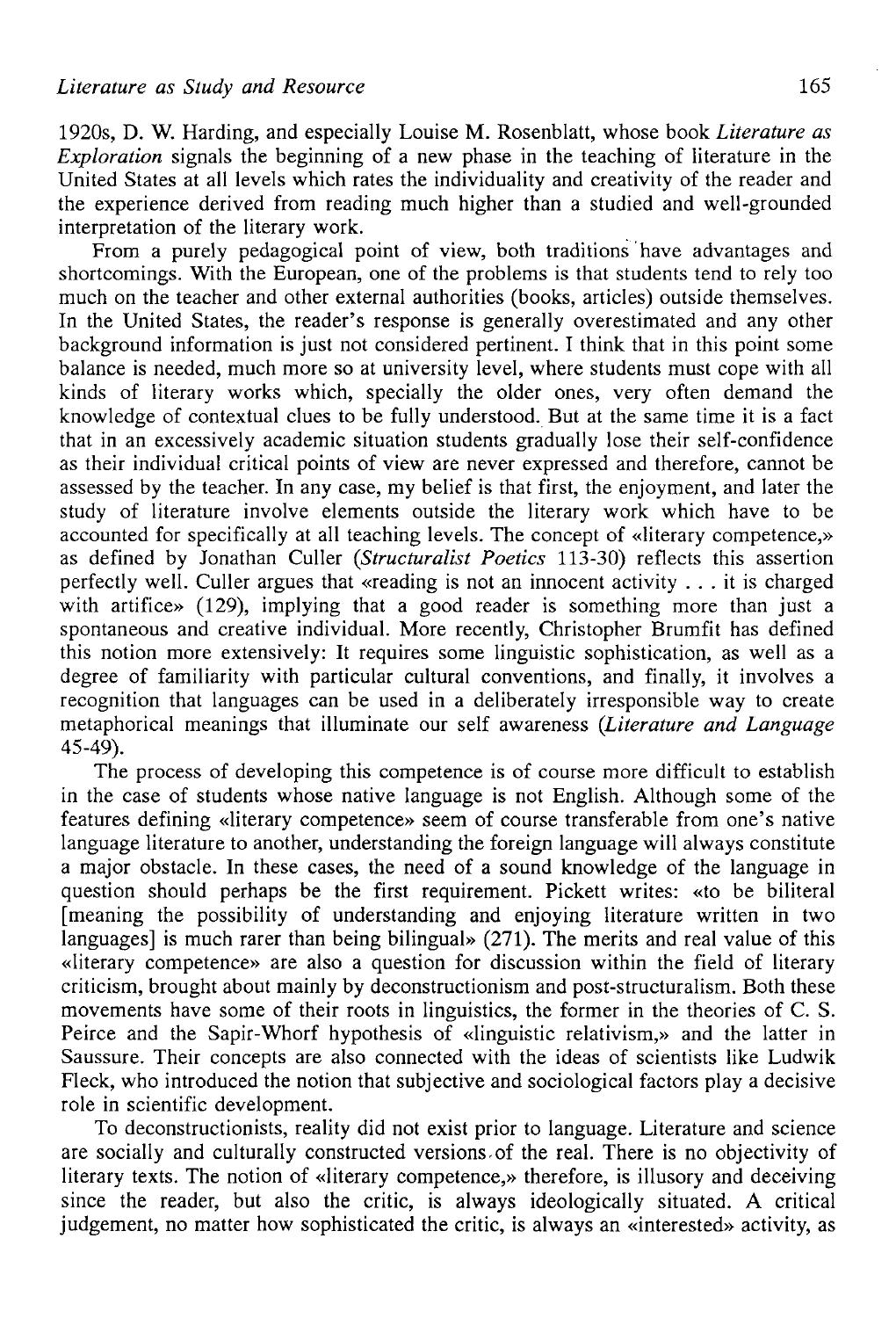1920s, D. W. Harding, and especially Louise M. Rosenblatt, whose book *Literature as Exploration* signals the beginning of a new phase in the teaching of literature in the United States at all levels which rates the individuality and creativity of the reader and the experience derived from reading much higher than a studied and well-grounded interpretation of the literary work.

From a purely pedagogical point of view, both traditions have advantages and shortcomings. With the European, one of the problems is that students tend to rely too much on the teacher and other external authorities (books, articles) outside themselves. In the United States, the reader's response is generally overestimated and any other background information is just not considered pertinent. I think that in this point some balance is needed, much more so at university level, where students must cope with all kinds of literary works which, specially the older ones, very often demand the knowledge of contextual clues to be fully understood. But at the same time it is a fact that in an excessively academic situation students gradually lose their self-confidence as their individual critical points of view are never expressed and therefore, cannot be assessed by the teacher. In any case, my belief is that first, the enjoyment, and later the study of literature involve elements outside the literary work which have to be accounted for specifically at all teaching levels. The concept of «literary competence,» as defined by Jonathan Culler (*Structuralist Poetics* 113-30) reflects this assertion perfectly well. Culler argues that «reading is not an innocent activity . . . it is charged with artifice» (129), implying that a good reader is something more than just a spontaneous and creative individual. More recently, Christopher Brumfit has defined this notion more extensively: It requires some linguistic sophistication, as well as a degree of familiarity with particular cultural conventions, and finally, it involves a recognition that languages can be used in a deliberately irresponsible way to create metaphorical meanings that illuminate our self awareness (*Literature and Language* 45-49).

The process of developing this competence is of course more difficult to establish in the case of students whose native language is not English. Although some of the features defining «literary competence» seem of course transferable from one's native language literature to another, understanding the foreign language will always constitute a major obstacle. In these cases, the need of a sound knowledge of the language in question should perhaps be the first requirement. Pickett writes: «to be biliteral [meaning the possibility of understanding and enjoying literature written in two languages] is much rarer than being bilingual» (271). The merits and real value of this «literary competence» are also a question for discussion within the field of literary criticism, brought about mainly by deconstructionism and post-structuralism. Both these movements have some of their roots in linguistics, the former in the theories of C. S. Peirce and the Sapir-Whorf hypothesis of «linguistic relativism,» and the latter in Saussure. Their concepts are also connected with the ideas of scientists like Ludwik Fleck, who introduced the notion that subjective and sociological factors play a decisive role in scientific development.

To deconstructionists, reality did not exist prior to language. Literature and science are socially and culturally constructed versions of the real. There is no objectivity of literary texts. The notion of «literary competence,» therefore, is illusory and deceiving since the reader, but also the critic, is always ideologically situated. A critical judgement, no matter how sophisticated the critic, is always an «interested» activity, as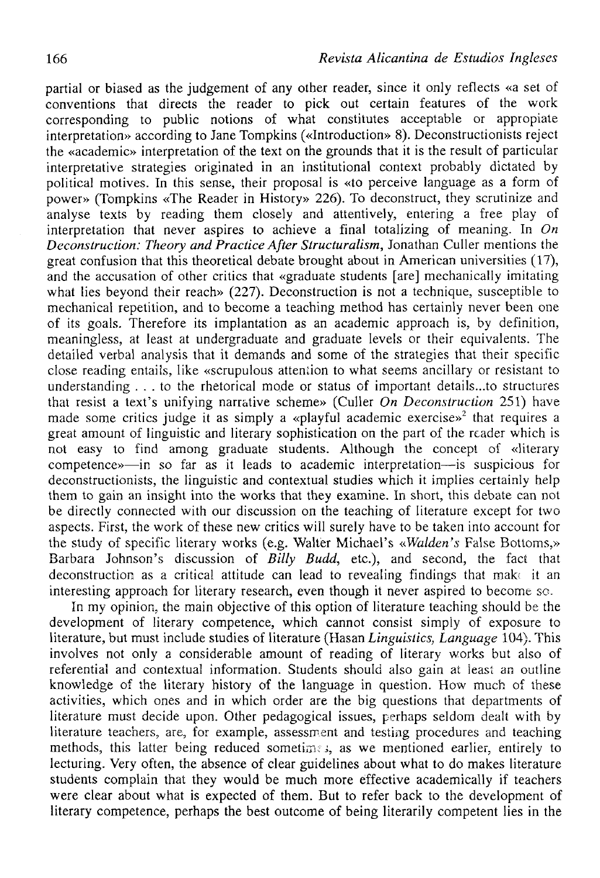partial or biased as the judgement of any other reader, since it only reflects «a set of conventions that directs the reader to pick out certain features of the work corresponding to public notions of what constitutes acceptable or appropiate interpretation» according to Jane Tompkins («Introduction» 8). Deconstructionists reject the «academic» interpretation of the text on the grounds that it is the result of particular interpretative strategies originated in an institutional context probably dictated by political motives. In this sense, their proposal is «to perceive language as a form of power» (Tompkins «The Reader in History» 226). To deconstruct, they scrutinize and analyse texts by reading them closely and attentively, entering a free play of interpretation that never aspires to achieve a final totalizing of meaning. In *On Deconstruction: Theory and Practice After Structuralism*, Jonathan Culler mentions the great confusion that this theoretical debate brought about in American universities (17), and the accusation of other critics that «graduate students [are] mechanically imitating what lies beyond their reach» (227). Deconstruction is not a technique, susceptible to mechanical repetition, and to become a teaching method has certainly never been one of its goals. Therefore its implantation as an academic approach is, by definition, meaningless, at least at undergraduate and graduate levels or their equivalents. The detailed verbal analysis that it demands and some of the strategies that their specific close reading entails, like «scrupulous attention to what seems ancillary or resistant to understanding . . . to the rhetorical mode or status of important details...to structures that resist a text's unifying narrative scheme» (Culler *On Deconstruction* 251) have made some critics judge it as simply a «playful academic exercise»[2] that requires a great amount of linguistic and literary sophistication on the part of the reader which is not easy to find among graduate students. Although the concept of «literary competence»—in so far as it leads to academic interpretation—is suspicious for deconstructionists, the linguistic and contextual studies which it implies certainly help them to gain an insight into the works that they examine. In short, this debate can not be directly connected with our discussion on the teaching of literature except for two aspects. First, the work of these new critics will surely have to be taken into account for the study of specific literary works (e.g. Walter Michael's «*Walden's* False Bottoms,» Barbara Johnson's discussion of *Billy Budd*, etc.), and second, the fact that deconstruction as a critical attitude can lead to revealing findings that make it an interesting approach for literary research, even though it never aspired to become so.

In my opinion, the main objective of this option of literature teaching should be the development of literary competence, which cannot consist simply of exposure to literature, but must include studies of literature (Hasan *Linguistics, Language* 104). This involves not only a considerable amount of reading of literary works but also of referential and contextual information. Students should also gain at least an outline knowledge of the literary history of the language in question. How much of these activities, which ones and in which order are the big questions that departments of literature must decide upon. Other pedagogical issues, perhaps seldom dealt with by literature teachers, are, for example, assessment and testing procedures and teaching methods, this latter being reduced sometimes, as we mentioned earlier, entirely to lecturing. Very often, the absence of clear guidelines about what to do makes literature students complain that they would be much more effective academically if teachers were clear about what is expected of them. But to refer back to the development of literary competence, perhaps the best outcome of being literarily competent lies in the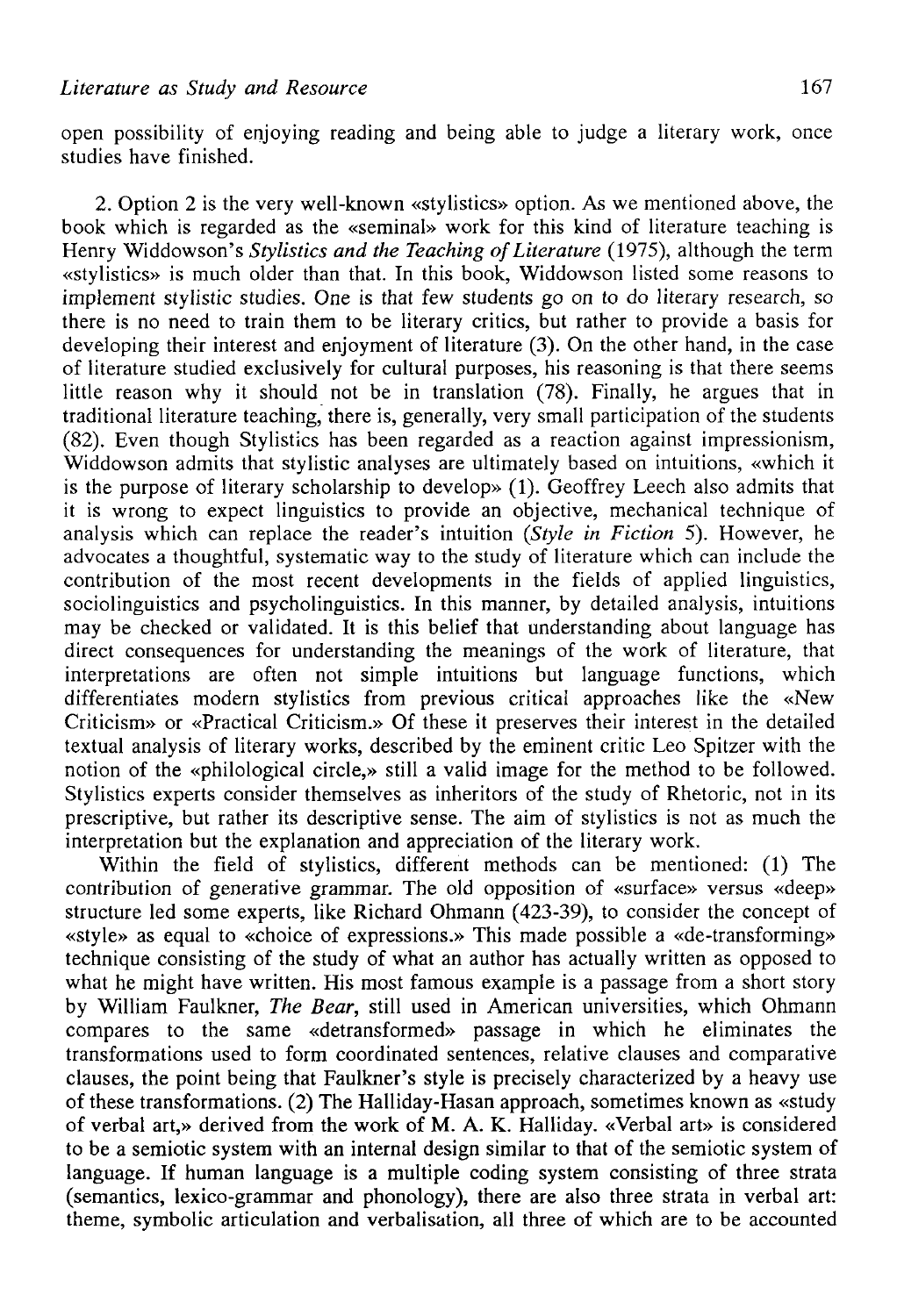open possibility of enjoying reading and being able to judge a literary work, once studies have finished.

2. Option 2 is the very well-known «stylistics» option. As we mentioned above, the book which is regarded as the «seminal» work for this kind of literature teaching is Henry Widdowson's *Stylistics and the Teaching of Literature* (1975), although the term «stylistics» is much older than that. In this book, Widdowson listed some reasons to implement stylistic studies. One is that few students go on to do literary research, so there is no need to train them to be literary critics, but rather to provide a basis for developing their interest and enjoyment of literature (3). On the other hand, in the case of literature studied exclusively for cultural purposes, his reasoning is that there seems little reason why it should not be in translation (78). Finally, he argues that in traditional literature teaching, there is, generally, very small participation of the students (82). Even though Stylistics has been regarded as a reaction against impressionism, Widdowson admits that stylistic analyses are ultimately based on intuitions, «which it is the purpose of literary scholarship to develop» (1). Geoffrey Leech also admits that it is wrong to expect linguistics to provide an objective, mechanical technique of analysis which can replace the reader's intuition (*Style in Fiction* 5). However, he advocates a thoughtful, systematic way to the study of literature which can include the contribution of the most recent developments in the fields of applied linguistics, sociolinguistics and psycholinguistics. In this manner, by detailed analysis, intuitions may be checked or validated. It is this belief that understanding about language has direct consequences for understanding the meanings of the work of literature, that interpretations are often not simple intuitions but language functions, which differentiates modern stylistics from previous critical approaches like the «New Criticism» or «Practical Criticism.» Of these it preserves their interest in the detailed textual analysis of literary works, described by the eminent critic Leo Spitzer with the notion of the «philological circle,» still a valid image for the method to be followed. Stylistics experts consider themselves as inheritors of the study of Rhetoric, not in its prescriptive, but rather its descriptive sense. The aim of stylistics is not as much the interpretation but the explanation and appreciation of the literary work.

Within the field of stylistics, different methods can be mentioned: (1) The contribution of generative grammar. The old opposition of «surface» versus «deep» structure led some experts, like Richard Ohmann (423-39), to consider the concept of «style» as equal to «choice of expressions.» This made possible a «de-transforming» technique consisting of the study of what an author has actually written as opposed to what he might have written. His most famous example is a passage from a short story by William Faulkner, *The Bear*, still used in American universities, which Ohmann compares to the same «detransformed» passage in which he eliminates the transformations used to form coordinated sentences, relative clauses and comparative clauses, the point being that Faulkner's style is precisely characterized by a heavy use of these transformations. (2) The Halliday-Hasan approach, sometimes known as «study of verbal art,» derived from the work of M. A. K. Halliday. «Verbal art» is considered to be a semiotic system with an internal design similar to that of the semiotic system of language. If human language is a multiple coding system consisting of three strata (semantics, lexico-grammar and phonology), there are also three strata in verbal art: theme, symbolic articulation and verbalisation, all three of which are to be accounted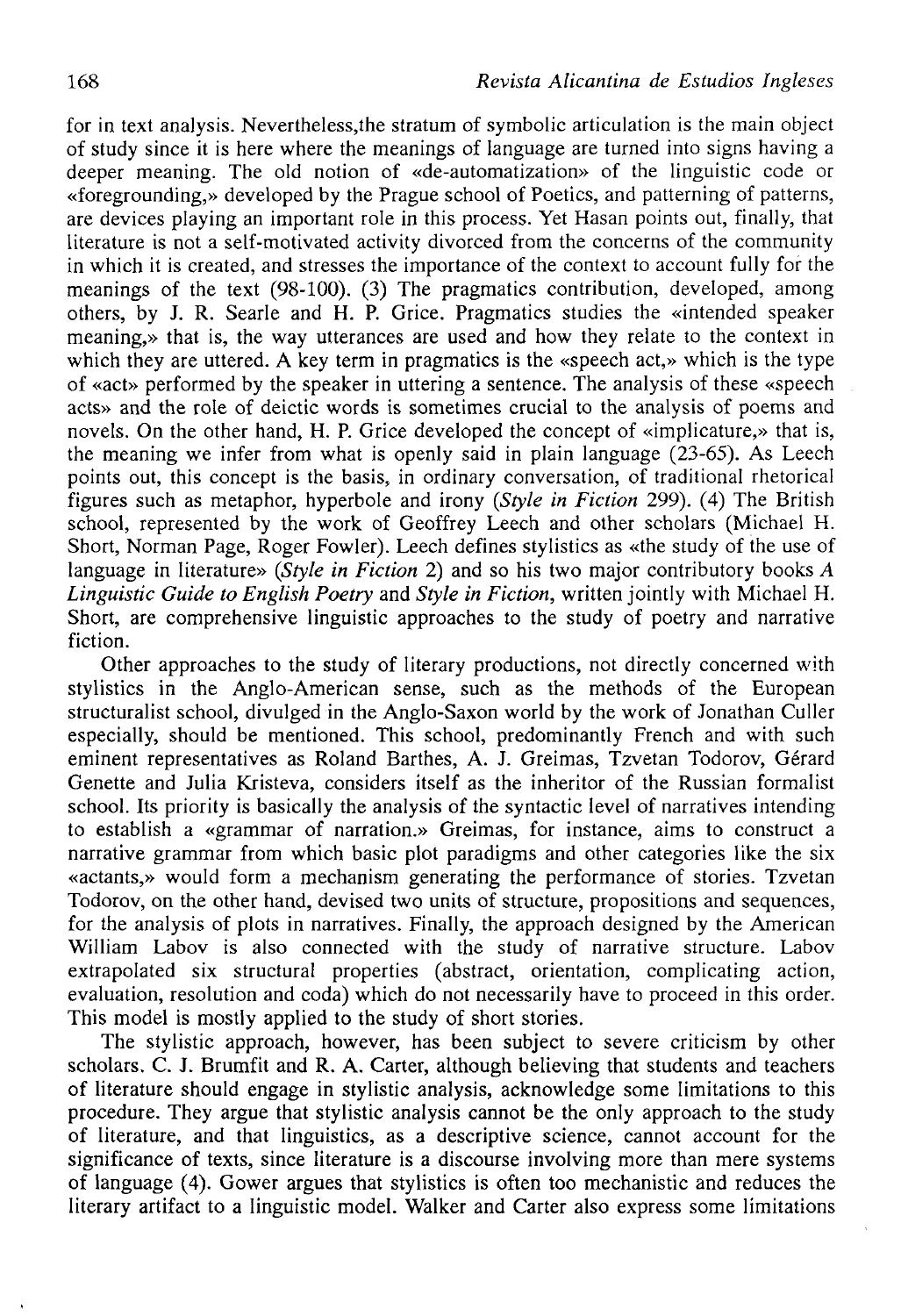for in text analysis. Nevertheless,the stratum of symbolic articulation is the main object of study since it is here where the meanings of language are turned into signs having a deeper meaning. The old notion of «de-automatization» of the linguistic code or «foregrounding,» developed by the Prague school of Poetics, and patterning of patterns, are devices playing an important role in this process. Yet Hasan points out, finally, that literature is not a self-motivated activity divorced from the concerns of the community in which it is created, and stresses the importance of the context to account fully for the meanings of the text (98-100). (3) The pragmatics contribution, developed, among others, by J. R. Searle and H. P. Grice. Pragmatics studies the «intended speaker meaning,» that is, the way utterances are used and how they relate to the context in which they are uttered. A key term in pragmatics is the «speech act,» which is the type of «act» performed by the speaker in uttering a sentence. The analysis of these «speech acts» and the role of deictic words is sometimes crucial to the analysis of poems and novels. On the other hand, H. P. Grice developed the concept of «implicature,» that is, the meaning we infer from what is openly said in plain language (23-65). As Leech points out, this concept is the basis, in ordinary conversation, of traditional rhetorical figures such as metaphor, hyperbole and irony (*Style in Fiction* 299). (4) The British school, represented by the work of Geoffrey Leech and other scholars (Michael H. Short, Norman Page, Roger Fowler). Leech defines stylistics as «the study of the use of language in literature» (*Style in Fiction* 2) and so his two major contributory books *A Linguistic Guide to English Poetry* and *Style in Fiction*, written jointly with Michael H. Short, are comprehensive linguistic approaches to the study of poetry and narrative fiction.

Other approaches to the study of literary productions, not directly concerned with stylistics in the Anglo-American sense, such as the methods of the European structuralist school, divulged in the Anglo-Saxon world by the work of Jonathan Culler especially, should be mentioned. This school, predominantly French and with such eminent representatives as Roland Barthes, A. J. Greimas, Tzvetan Todorov, Gérard Genette and Julia Kristeva, considers itself as the inheritor of the Russian formalist school. Its priority is basically the analysis of the syntactic level of narratives intending to establish a «grammar of narration.» Greimas, for instance, aims to construct a narrative grammar from which basic plot paradigms and other categories like the six «actants,» would form a mechanism generating the performance of stories. Tzvetan Todorov, on the other hand, devised two units of structure, propositions and sequences, for the analysis of plots in narratives. Finally, the approach designed by the American William Labov is also connected with the study of narrative structure. Labov extrapolated six structural properties (abstract, orientation, complicating action, evaluation, resolution and coda) which do not necessarily have to proceed in this order. This model is mostly applied to the study of short stories.

The stylistic approach, however, has been subject to severe criticism by other scholars. C. J. Brumfit and R. A. Carter, although believing that students and teachers of literature should engage in stylistic analysis, acknowledge some limitations to this procedure. They argue that stylistic analysis cannot be the only approach to the study of literature, and that linguistics, as a descriptive science, cannot account for the significance of texts, since literature is a discourse involving more than mere systems of language (4). Gower argues that stylistics is often too mechanistic and reduces the literary artifact to a linguistic model. Walker and Carter also express some limitations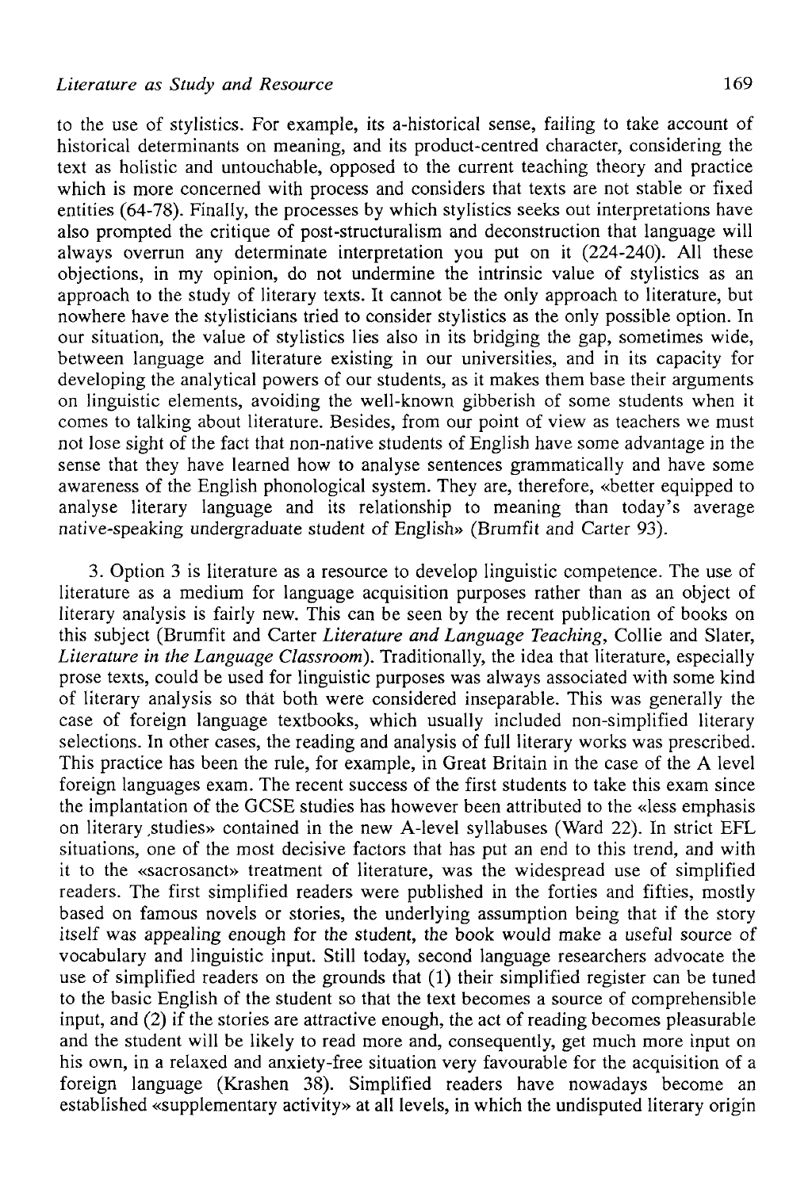to the use of stylistics. For example, its a-historical sense, failing to take account of historical determinants on meaning, and its product-centred character, considering the text as holistic and untouchable, opposed to the current teaching theory and practice which is more concerned with process and considers that texts are not stable or fixed entities (64-78). Finally, the processes by which stylistics seeks out interpretations have also prompted the critique of post-structuralism and deconstruction that language will always overrun any determinate interpretation you put on it (224-240). All these objections, in my opinion, do not undermine the intrinsic value of stylistics as an approach to the study of literary texts. It cannot be the only approach to literature, but nowhere have the stylisticians tried to consider stylistics as the only possible option. In our situation, the value of stylistics lies also in its bridging the gap, sometimes wide, between language and literature existing in our universities, and in its capacity for developing the analytical powers of our students, as it makes them base their arguments on linguistic elements, avoiding the well-known gibberish of some students when it comes to talking about literature. Besides, from our point of view as teachers we must not lose sight of the fact that non-native students of English have some advantage in the sense that they have learned how to analyse sentences grammatically and have some awareness of the English phonological system. They are, therefore, «better equipped to analyse literary language and its relationship to meaning than today's average native-speaking undergraduate student of English» (Brumfit and Carter 93).

3. Option 3 is literature as a resource to develop linguistic competence. The use of literature as a medium for language acquisition purposes rather than as an object of literary analysis is fairly new. This can be seen by the recent publication of books on this subject (Brumfit and Carter *Literature and Language Teaching*, Collie and Slater, *Literature in the Language Classroom*). Traditionally, the idea that literature, especially prose texts, could be used for linguistic purposes was always associated with some kind of literary analysis so that both were considered inseparable. This was generally the case of foreign language textbooks, which usually included non-simplified literary selections. In other cases, the reading and analysis of full literary works was prescribed. This practice has been the rule, for example, in Great Britain in the case of the A level foreign languages exam. The recent success of the first students to take this exam since the implantation of the GCSE studies has however been attributed to the «less emphasis on literary studies» contained in the new A-level syllabuses (Ward 22). In strict EFL situations, one of the most decisive factors that has put an end to this trend, and with it to the «sacrosanct» treatment of literature, was the widespread use of simplified readers. The first simplified readers were published in the forties and fifties, mostly based on famous novels or stories, the underlying assumption being that if the story itself was appealing enough for the student, the book would make a useful source of vocabulary and linguistic input. Still today, second language researchers advocate the use of simplified readers on the grounds that (1) their simplified register can be tuned to the basic English of the student so that the text becomes a source of comprehensible input, and (2) if the stories are attractive enough, the act of reading becomes pleasurable and the student will be likely to read more and, consequently, get much more input on his own, in a relaxed and anxiety-free situation very favourable for the acquisition of a foreign language (Krashen 38). Simplified readers have nowadays become an established «supplementary activity» at all levels, in which the undisputed literary origin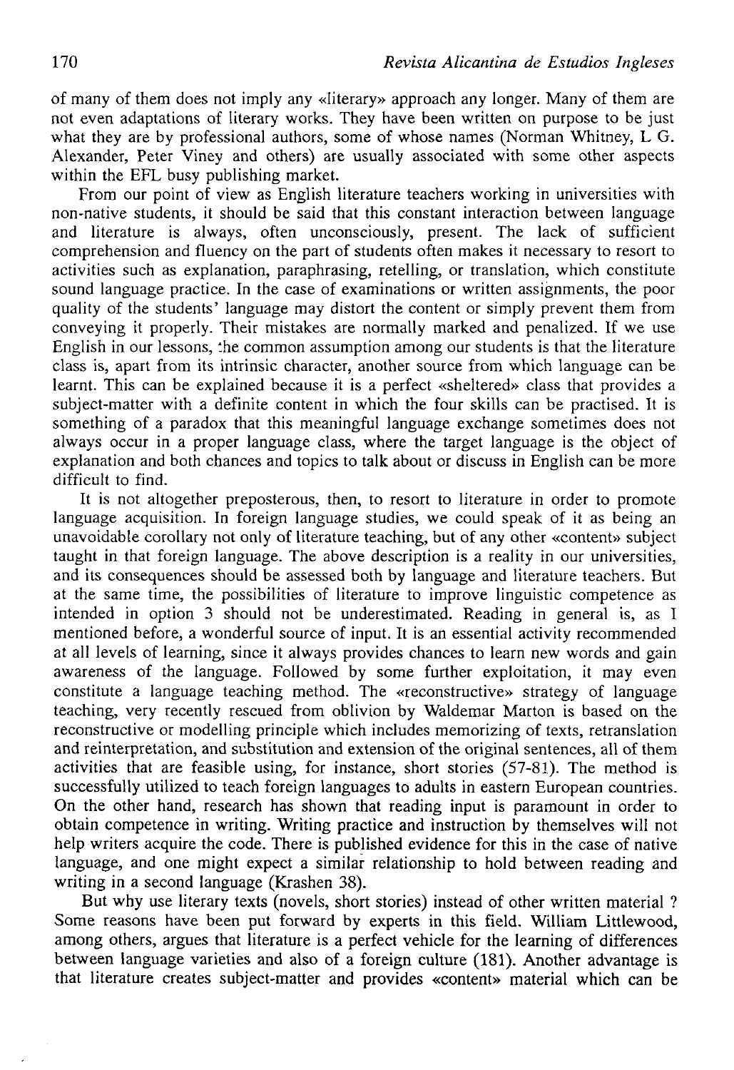of many of them does not imply any «literary» approach any longer. Many of them are not even adaptations of literary works. They have been written on purpose to be just what they are by professional authors, some of whose names (Norman Whitney, L G. Alexander, Peter Viney and others) are usually associated with some other aspects within the EFL busy publishing market.

From our point of view as English literature teachers working in universities with non-native students, it should be said that this constant interaction between language and literature is always, often unconsciously, present. The lack of sufficient comprehension and fluency on the part of students often makes it necessary to resort to activities such as explanation, paraphrasing, retelling, or translation, which constitute sound language practice. In the case of examinations or written assignments, the poor quality of the students' language may distort the content or simply prevent them from conveying it properly. Their mistakes are normally marked and penalized. If we use English in our lessons, the common assumption among our students is that the literature class is, apart from its intrinsic character, another source from which language can be learnt. This can be explained because it is a perfect «sheltered» class that provides a subject-matter with a definite content in which the four skills can be practised. It is something of a paradox that this meaningful language exchange sometimes does not always occur in a proper language class, where the target language is the object of explanation and both chances and topics to talk about or discuss in English can be more difficult to find.

It is not altogether preposterous, then, to resort to literature in order to promote language acquisition. In foreign language studies, we could speak of it as being an unavoidable corollary not only of literature teaching, but of any other «content» subject taught in that foreign language. The above description is a reality in our universities, and its consequences should be assessed both by language and literature teachers. But at the same time, the possibilities of literature to improve linguistic competence as intended in option 3 should not be underestimated. Reading in general is, as I mentioned before, a wonderful source of input. It is an essential activity recommended at all levels of learning, since it always provides chances to learn new words and gain awareness of the language. Followed by some further exploitation, it may even constitute a language teaching method. The «reconstructive» strategy of language teaching, very recently rescued from oblivion by Waldemar Marton is based on the reconstructive or modelling principle which includes memorizing of texts, retranslation and reinterpretation, and substitution and extension of the original sentences, all of them activities that are feasible using, for instance, short stories (57-81). The method is successfully utilized to teach foreign languages to adults in eastern European countries. On the other hand, research has shown that reading input is paramount in order to obtain competence in writing. Writing practice and instruction by themselves will not help writers acquire the code. There is published evidence for this in the case of native language, and one might expect a similar relationship to hold between reading and writing in a second language (Krashen 38).

But why use literary texts (novels, short stories) instead of other written material ? Some reasons have been put forward by experts in this field. William Littlewood, among others, argues that literature is a perfect vehicle for the learning of differences between language varieties and also of a foreign culture (181). Another advantage is that literature creates subject-matter and provides «content» material which can be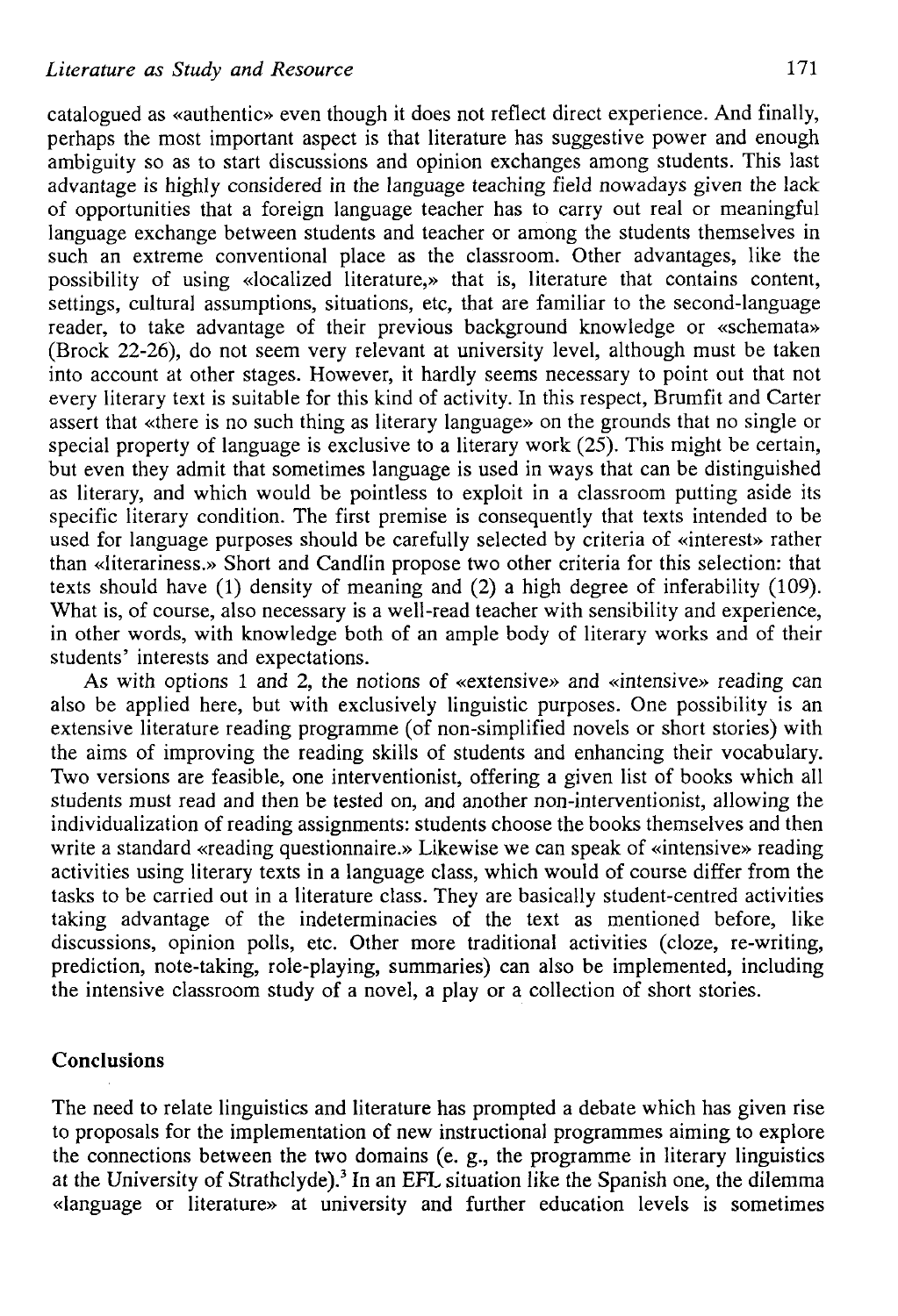catalogued as «authentic» even though it does not reflect direct experience. And finally, perhaps the most important aspect is that literature has suggestive power and enough ambiguity so as to start discussions and opinion exchanges among students. This last advantage is highly considered in the language teaching field nowadays given the lack of opportunities that a foreign language teacher has to carry out real or meaningful language exchange between students and teacher or among the students themselves in such an extreme conventional place as the classroom. Other advantages, like the possibility of using «localized literature,» that is, literature that contains content, settings, cultural assumptions, situations, etc, that are familiar to the second-language reader, to take advantage of their previous background knowledge or «schemata» (Brock 22-26), do not seem very relevant at university level, although must be taken into account at other stages. However, it hardly seems necessary to point out that not every literary text is suitable for this kind of activity. In this respect, Brumfit and Carter assert that «there is no such thing as literary language» on the grounds that no single or special property of language is exclusive to a literary work (25). This might be certain, but even they admit that sometimes language is used in ways that can be distinguished as literary, and which would be pointless to exploit in a classroom putting aside its specific literary condition. The first premise is consequently that texts intended to be used for language purposes should be carefully selected by criteria of «interest» rather than «literariness.» Short and Candlin propose two other criteria for this selection: that texts should have (1) density of meaning and (2) a high degree of inferability (109). What is, of course, also necessary is a well-read teacher with sensibility and experience, in other words, with knowledge both of an ample body of literary works and of their students' interests and expectations.

As with options 1 and 2, the notions of «extensive» and «intensive» reading can also be applied here, but with exclusively linguistic purposes. One possibility is an extensive literature reading programme (of non-simplified novels or short stories) with the aims of improving the reading skills of students and enhancing their vocabulary. Two versions are feasible, one interventionist, offering a given list of books which all students must read and then be tested on, and another non-interventionist, allowing the individualization of reading assignments: students choose the books themselves and then write a standard «reading questionnaire.» Likewise we can speak of «intensive» reading activities using literary texts in a language class, which would of course differ from the tasks to be carried out in a literature class. They are basically student-centred activities taking advantage of the indeterminacies of the text as mentioned before, like discussions, opinion polls, etc. Other more traditional activities (cloze, re-writing, prediction, note-taking, role-playing, summaries) can also be implemented, including the intensive classroom study of a novel, a play or a collection of short stories.

## Conclusions

The need to relate linguistics and literature has prompted a debate which has given rise to proposals for the implementation of new instructional programmes aiming to explore the connections between the two domains (e. g., the programme in literary linguistics at the University of Strathclyde).[3] In an EFL situation like the Spanish one, the dilemma «language or literature» at university and further education levels is sometimes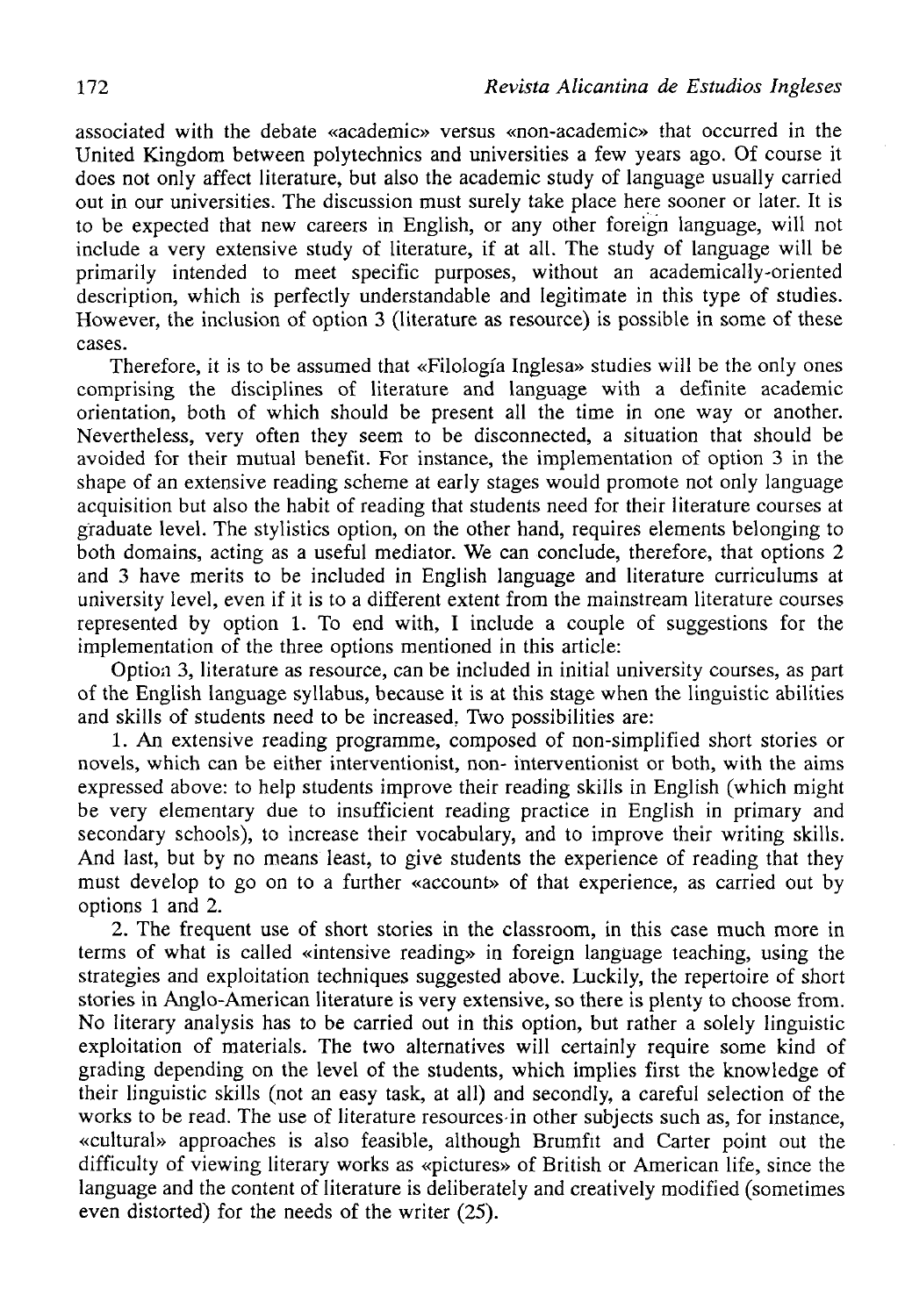associated with the debate «academic» versus «non-academic» that occurred in the United Kingdom between polytechnics and universities a few years ago. Of course it does not only affect literature, but also the academic study of language usually carried out in our universities. The discussion must surely take place here sooner or later. It is to be expected that new careers in English, or any other foreign language, will not include a very extensive study of literature, if at all. The study of language will be primarily intended to meet specific purposes, without an academically-oriented description, which is perfectly understandable and legitimate in this type of studies. However, the inclusion of option 3 (literature as resource) is possible in some of these cases.

Therefore, it is to be assumed that «Filología Inglesa» studies will be the only ones comprising the disciplines of literature and language with a definite academic orientation, both of which should be present all the time in one way or another. Nevertheless, very often they seem to be disconnected, a situation that should be avoided for their mutual benefit. For instance, the implementation of option 3 in the shape of an extensive reading scheme at early stages would promote not only language acquisition but also the habit of reading that students need for their literature courses at graduate level. The stylistics option, on the other hand, requires elements belonging to both domains, acting as a useful mediator. We can conclude, therefore, that options 2 and 3 have merits to be included in English language and literature curriculums at university level, even if it is to a different extent from the mainstream literature courses represented by option 1. To end with, I include a couple of suggestions for the implementation of the three options mentioned in this article:

Option 3, literature as resource, can be included in initial university courses, as part of the English language syllabus, because it is at this stage when the linguistic abilities and skills of students need to be increased. Two possibilities are:

1. An extensive reading programme, composed of non-simplified short stories or novels, which can be either interventionist, non- interventionist or both, with the aims expressed above: to help students improve their reading skills in English (which might be very elementary due to insufficient reading practice in English in primary and secondary schools), to increase their vocabulary, and to improve their writing skills. And last, but by no means least, to give students the experience of reading that they must develop to go on to a further «account» of that experience, as carried out by options 1 and 2.

2. The frequent use of short stories in the classroom, in this case much more in terms of what is called «intensive reading» in foreign language teaching, using the strategies and exploitation techniques suggested above. Luckily, the repertoire of short stories in Anglo-American literature is very extensive, so there is plenty to choose from. No literary analysis has to be carried out in this option, but rather a solely linguistic exploitation of materials. The two alternatives will certainly require some kind of grading depending on the level of the students, which implies first the knowledge of their linguistic skills (not an easy task, at all) and secondly, a careful selection of the works to be read. The use of literature resources in other subjects such as, for instance, «cultural» approaches is also feasible, although Brumfit and Carter point out the difficulty of viewing literary works as «pictures» of British or American life, since the language and the content of literature is deliberately and creatively modified (sometimes even distorted) for the needs of the writer (25).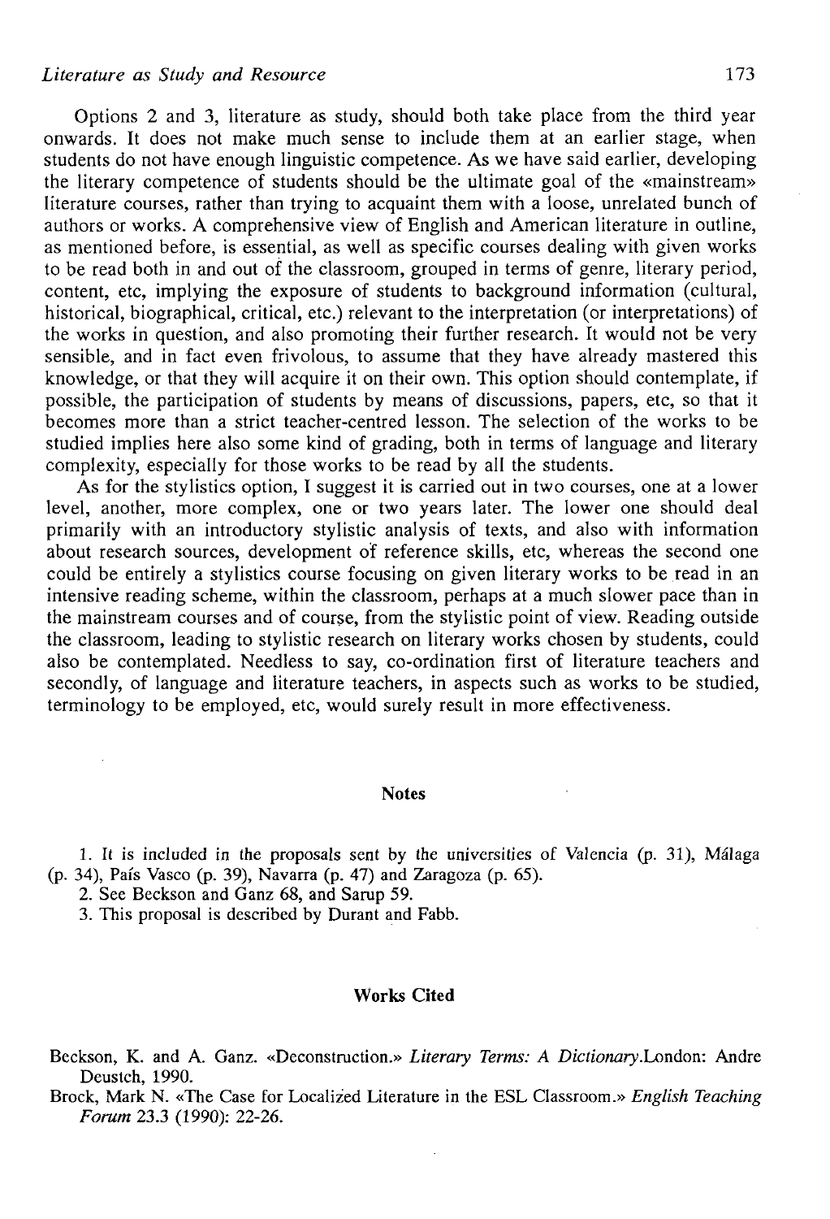Options 2 and 3, literature as study, should both take place from the third year onwards. It does not make much sense to include them at an earlier stage, when students do not have enough linguistic competence. As we have said earlier, developing the literary competence of students should be the ultimate goal of the «mainstream» literature courses, rather than trying to acquaint them with a loose, unrelated bunch of authors or works. A comprehensive view of English and American literature in outline, as mentioned before, is essential, as well as specific courses dealing with given works to be read both in and out of the classroom, grouped in terms of genre, literary period, content, etc, implying the exposure of students to background information (cultural, historical, biographical, critical, etc.) relevant to the interpretation (or interpretations) of the works in question, and also promoting their further research. It would not be very sensible, and in fact even frivolous, to assume that they have already mastered this knowledge, or that they will acquire it on their own. This option should contemplate, if possible, the participation of students by means of discussions, papers, etc, so that it becomes more than a strict teacher-centred lesson. The selection of the works to be studied implies here also some kind of grading, both in terms of language and literary complexity, especially for those works to be read by all the students.

As for the stylistics option, I suggest it is carried out in two courses, one at a lower level, another, more complex, one or two years later. The lower one should deal primarily with an introductory stylistic analysis of texts, and also with information about research sources, development of reference skills, etc, whereas the second one could be entirely a stylistics course focusing on given literary works to be read in an intensive reading scheme, within the classroom, perhaps at a much slower pace than in the mainstream courses and of course, from the stylistic point of view. Reading outside the classroom, leading to stylistic research on literary works chosen by students, could also be contemplated. Needless to say, co-ordination first of literature teachers and secondly, of language and literature teachers, in aspects such as works to be studied, terminology to be employed, etc, would surely result in more effectiveness.

## Notes

1. It is included in the proposals sent by the universities of Valencia (p. 31), Málaga (p. 34), País Vasco (p. 39), Navarra (p. 47) and Zaragoza (p. 65).
2. See Beckson and Ganz 68, and Sarup 59.
3. This proposal is described by Durant and Fabb.

## Works Cited

Beckson, K. and A. Ganz. «Deconstruction.» *Literary Terms: A Dictionary*.London: Andre Deustch, 1990.

Brock, Mark N. «The Case for Localized Literature in the ESL Classroom.» *English Teaching Forum* 23.3 (1990): 22-26.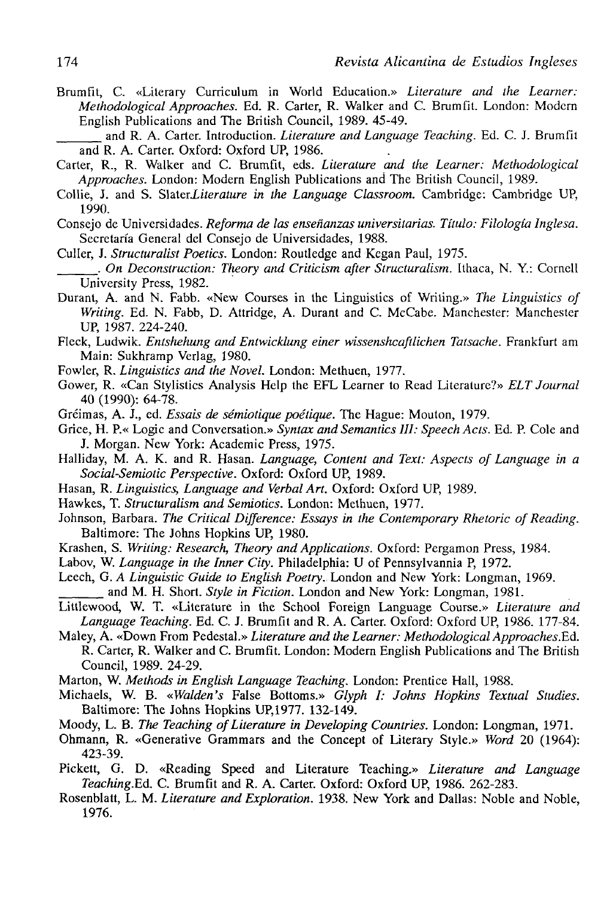Brumfit, C. «Literary Curriculum in World Education.» *Literature and the Learner: Methodological Approaches*. Ed. R. Carter, R. Walker and C. Brumfit. London: Modern English Publications and The British Council, 1989. 45-49.

_______ and R. A. Carter. Introduction. *Literature and Language Teaching*. Ed. C. J. Brumfit and R. A. Carter. Oxford: Oxford UP, 1986.

Carter, R., R. Walker and C. Brumfit, eds. *Literature and the Learner: Methodological Approaches*. London: Modern English Publications and The British Council, 1989.

Collie, J. and S. Slater*Literature in the Language Classroom*. Cambridge: Cambridge UP, 1990.

Consejo de Universidades. *Reforma de las enseñanzas universitarias. Título: Filología Inglesa*. Secretaría General del Consejo de Universidades, 1988.

Culler, J. *Structuralist Poetics*. London: Routledge and Kegan Paul, 1975.

______. *On Deconstruction: Theory and Criticism after Structuralism*. Ithaca, N. Y.: Cornell University Press, 1982.

Durant, A. and N. Fabb. «New Courses in the Linguistics of Writing.» *The Linguistics of Writing*. Ed. N. Fabb, D. Attridge, A. Durant and C. McCabe. Manchester: Manchester UP, 1987. 224-240.

Fleck, Ludwik. *Entshehung and Entwicklung einer wissenshcaftlichen Tatsache*. Frankfurt am Main: Sukhramp Verlag, 1980.

Fowler, R. *Linguistics and the Novel*. London: Methuen, 1977.

Gower, R. «Can Stylistics Analysis Help the EFL Learner to Read Literature?» *ELT Journal* 40 (1990): 64-78.

Gréimas, A. J., ed. *Essais de sémiotique poétique*. The Hague: Mouton, 1979.

Grice, H. P.« Logic and Conversation.» *Syntax and Semantics III: Speech Acts*. Ed. P. Cole and J. Morgan. New York: Academic Press, 1975.

Halliday, M. A. K. and R. Hasan. *Language, Content and Text: Aspects of Language in a Social-Semiotic Perspective*. Oxford: Oxford UP, 1989.

Hasan, R. *Linguistics, Language and Verbal Art*. Oxford: Oxford UP, 1989.

Hawkes, T. *Structuralism and Semiotics*. London: Methuen, 1977.

Johnson, Barbara. *The Critical Difference: Essays in the Contemporary Rhetoric of Reading*. Baltimore: The Johns Hopkins UP, 1980.

Krashen, S. *Writing: Research, Theory and Applications*. Oxford: Pergamon Press, 1984.

Labov, W. *Language in the Inner City*. Philadelphia: U of Pennsylvannia P, 1972.

Leech, G. *A Linguistic Guide to English Poetry*. London and New York: Longman, 1969.

______ and M. H. Short. *Style in Fiction*. London and New York: Longman, 1981.

Littlewood, W. T. «Literature in the School Foreign Language Course.» *Literature and Language Teaching*. Ed. C. J. Brumfit and R. A. Carter. Oxford: Oxford UP, 1986. 177-84.

Maley, A. «Down From Pedestal.» *Literature and the Learner: Methodological Approaches*.Ed. R. Carter, R. Walker and C. Brumfit. London: Modern English Publications and The British Council, 1989. 24-29.

Marton, W. *Methods in English Language Teaching*. London: Prentice Hall, 1988.

Michaels, W. B. «*Walden's* False Bottoms.» *Glyph I: Johns Hopkins Textual Studies*. Baltimore: The Johns Hopkins UP,1977. 132-149.

Moody, L. B. *The Teaching of Literature in Developing Countries*. London: Longman, 1971.

Ohmann, R. «Generative Grammars and the Concept of Literary Style.» *Word* 20 (1964): 423-39.

Pickett, G. D. «Reading Speed and Literature Teaching.» *Literature and Language Teaching*.Ed. C. Brumfit and R. A. Carter. Oxford: Oxford UP, 1986. 262-283.

Rosenblatt, L. M. *Literature and Exploration*. 1938. New York and Dallas: Noble and Noble, 1976.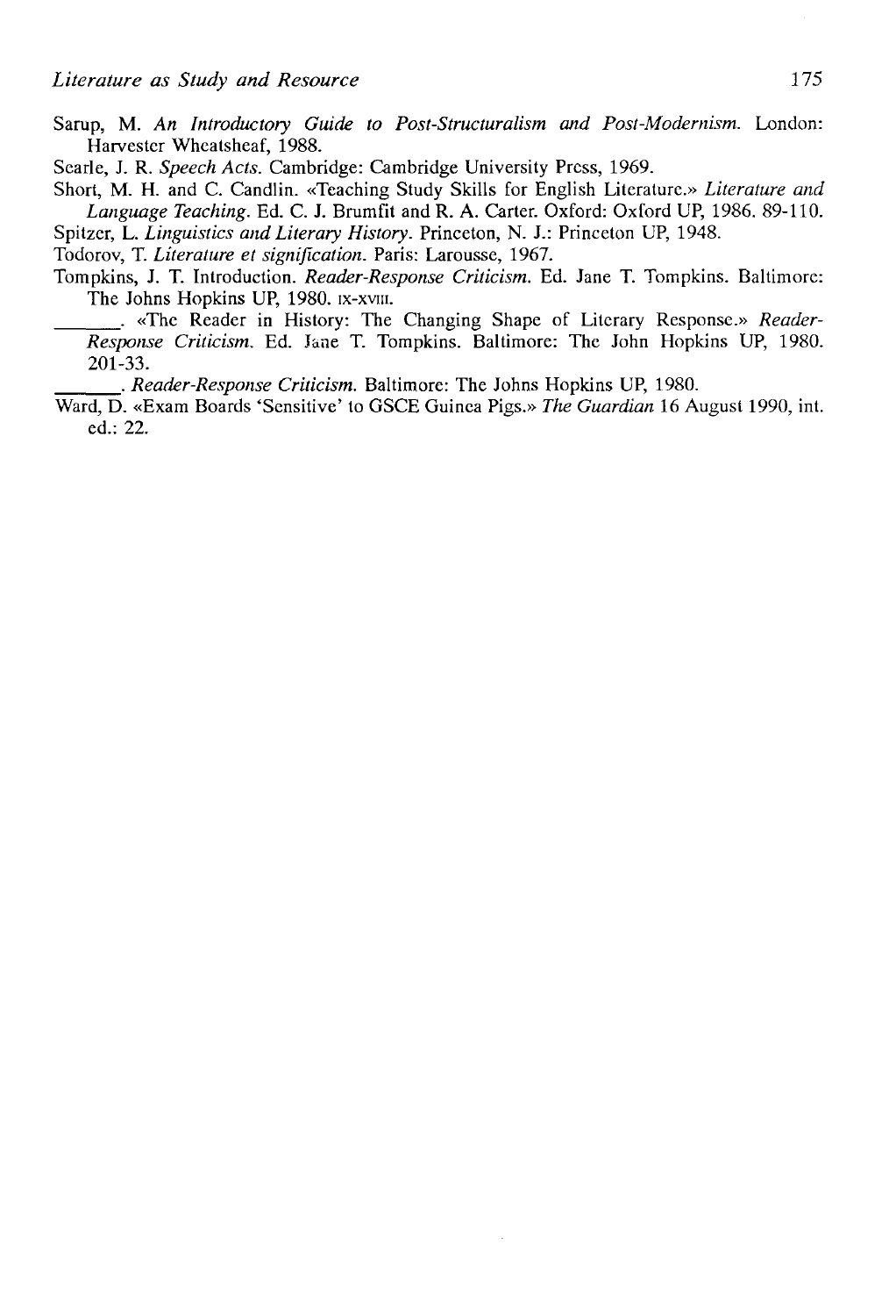Sarup, M. *An Introductory Guide to Post-Structuralism and Post-Modernism*. London: Harvester Wheatsheaf, 1988.

Searle, J. R. *Speech Acts*. Cambridge: Cambridge University Press, 1969.

Short, M. H. and C. Candlin. «Teaching Study Skills for English Literature.» *Literature and Language Teaching*. Ed. C. J. Brumfit and R. A. Carter. Oxford: Oxford UP, 1986. 89-110.

Spitzer, L. *Linguistics and Literary History*. Princeton, N. J.: Princeton UP, 1948.

Todorov, T. *Literature et signification*. Paris: Larousse, 1967.

Tompkins, J. T. Introduction. *Reader-Response Criticism*. Ed. Jane T. Tompkins. Baltimore: The Johns Hopkins UP, 1980. IX-XVIII.

_______. «The Reader in History: The Changing Shape of Literary Response.» *Reader-Response Criticism*. Ed. Jane T. Tompkins. Baltimore: The John Hopkins UP, 1980. 201-33.

_______. *Reader-Response Criticism*. Baltimore: The Johns Hopkins UP, 1980.

Ward, D. «Exam Boards 'Sensitive' to GSCE Guinea Pigs.» *The Guardian* 16 August 1990, int. ed.: 22.